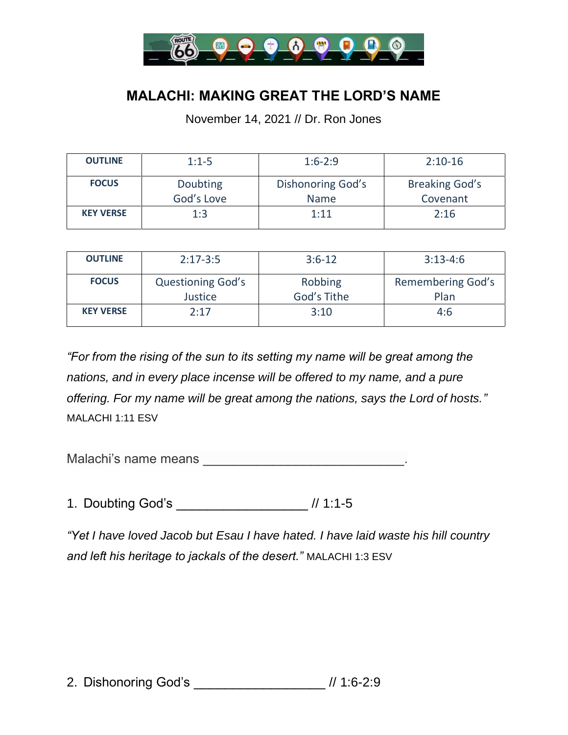# MALACHI: MAKING GREAT THE LORD'S NAME

November 14, 2021 // Dr. Ron Jones

| OUTLINE | 1:1-5 | 1:6-2:9 | 2:10-16 |
|---|---|---|---|
| FOCUS | Doubting God's Love | Dishonoring God's Name | Breaking God's Covenant |
| KEY VERSE | 1:3 | 1:11 | 2:16 |

| OUTLINE | 2:17-3:5 | 3:6-12 | 3:13-4:6 |
|---|---|---|---|
| FOCUS | Questioning God's Justice | Robbing God's Tithe | Remembering God's Plan |
| KEY VERSE | 2:17 | 3:10 | 4:6 |

*"For from the rising of the sun to its setting my name will be great among the nations, and in every place incense will be offered to my name, and a pure offering. For my name will be great among the nations, says the Lord of hosts."* MALACHI 1:11 ESV

Malachi's name means ___________________________.

1. Doubting God's _________________ // 1:1-5

*"Yet I have loved Jacob but Esau I have hated. I have laid waste his hill country and left his heritage to jackals of the desert."* MALACHI 1:3 ESV

2. Dishonoring God's _________________ // 1:6-2:9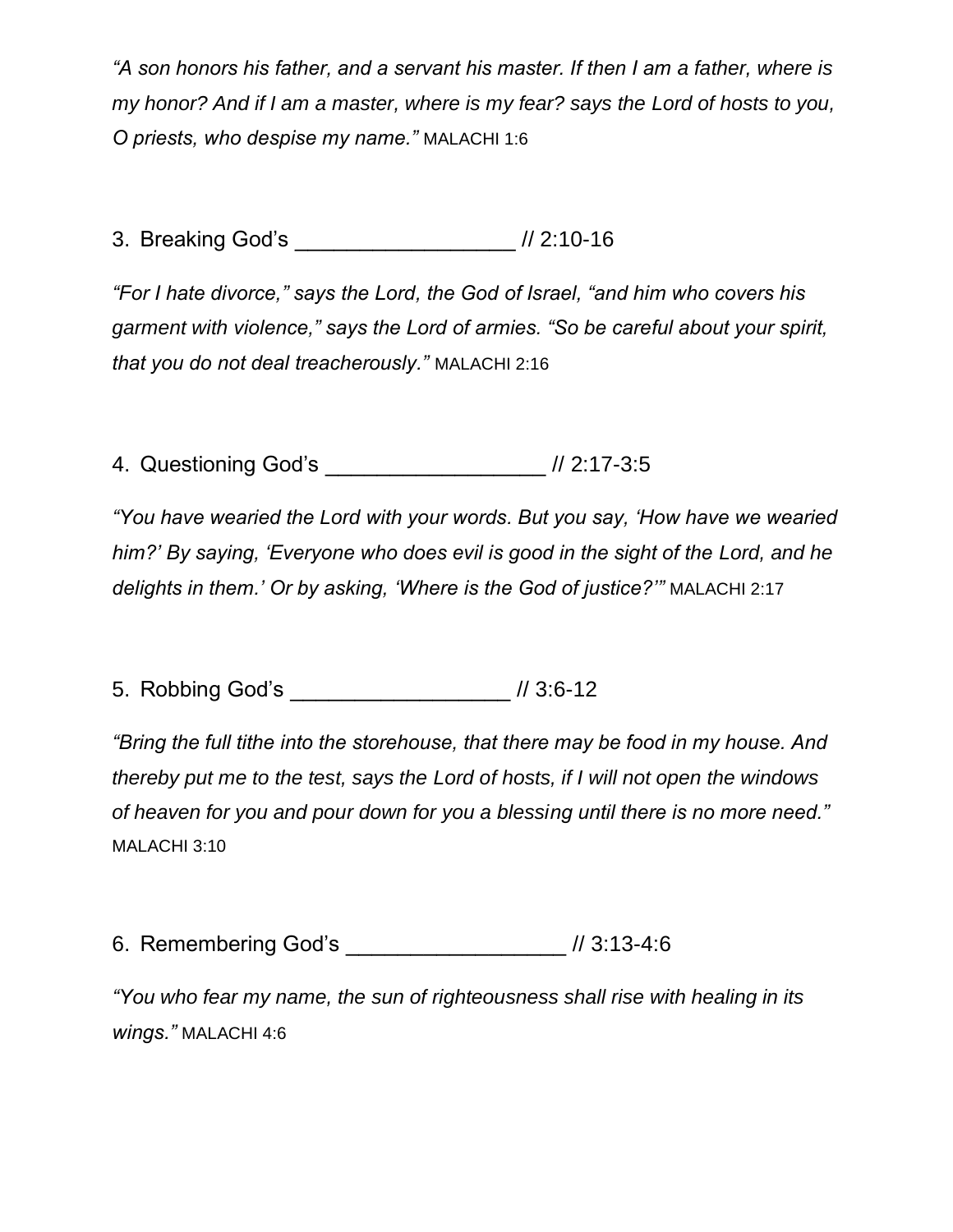*"A son honors his father, and a servant his master. If then I am a father, where is my honor? And if I am a master, where is my fear? says the Lord of hosts to you, O priests, who despise my name."* MALACHI 1:6

3. Breaking God's __________________ // 2:10-16

*"For I hate divorce," says the Lord, the God of Israel, "and him who covers his garment with violence," says the Lord of armies. "So be careful about your spirit, that you do not deal treacherously."* MALACHI 2:16

4. Questioning God's __________________ // 2:17-3:5

*"You have wearied the Lord with your words. But you say, 'How have we wearied him?' By saying, 'Everyone who does evil is good in the sight of the Lord, and he delights in them.' Or by asking, 'Where is the God of justice?'"* MALACHI 2:17

5. Robbing God's __________________ // 3:6-12

*"Bring the full tithe into the storehouse, that there may be food in my house. And thereby put me to the test, says the Lord of hosts, if I will not open the windows of heaven for you and pour down for you a blessing until there is no more need."* MALACHI 3:10

6. Remembering God's __________________ // 3:13-4:6

*"You who fear my name, the sun of righteousness shall rise with healing in its wings."* MALACHI 4:6